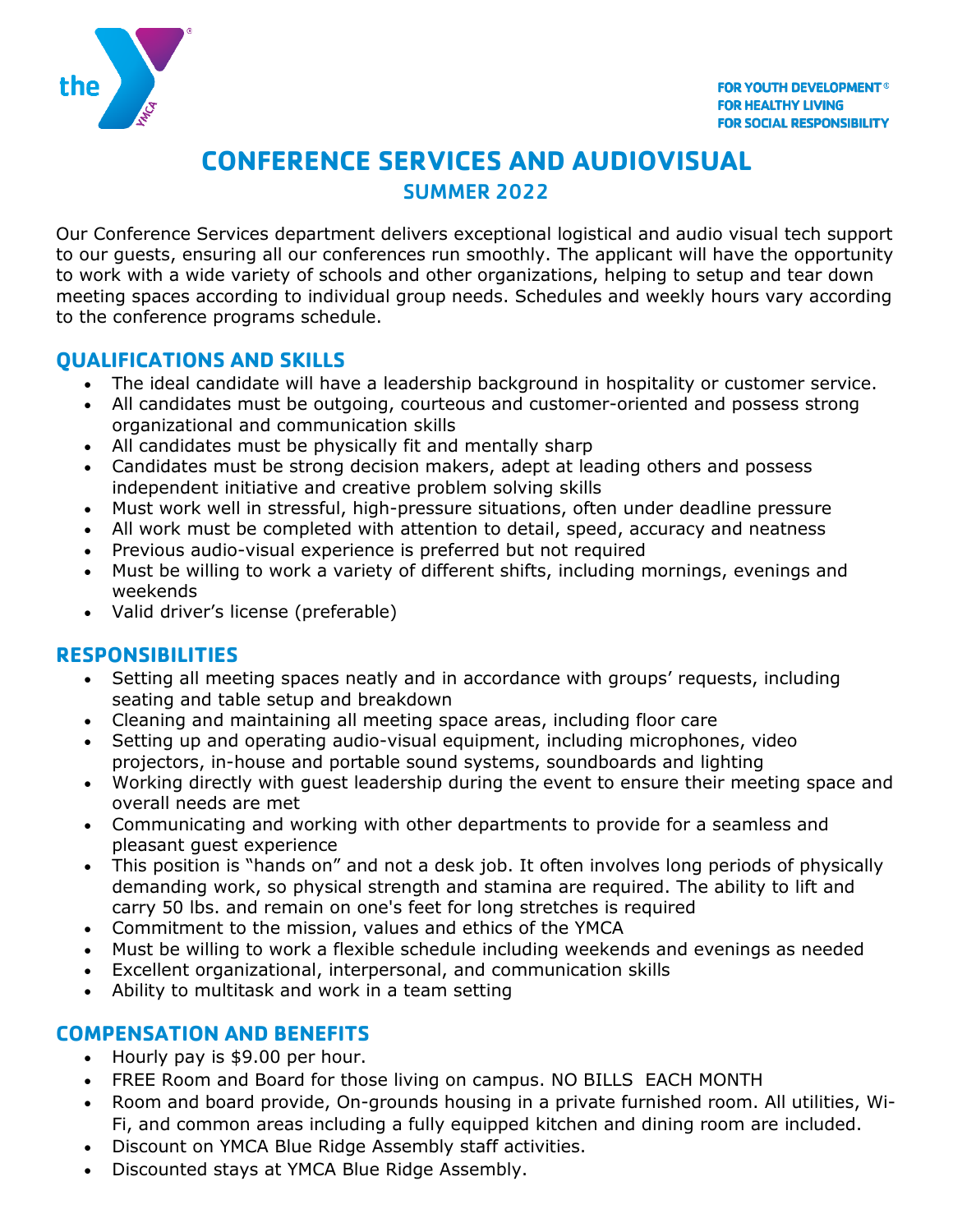FOR YOUTH DEVELOPMENT®
FOR HEALTHY LIVING
FOR SOCIAL RESPONSIBILITY

# CONFERENCE SERVICES AND AUDIOVISUAL

## SUMMER 2022

Our Conference Services department delivers exceptional logistical and audio visual tech support to our guests, ensuring all our conferences run smoothly. The applicant will have the opportunity to work with a wide variety of schools and other organizations, helping to setup and tear down meeting spaces according to individual group needs. Schedules and weekly hours vary according to the conference programs schedule.

## QUALIFICATIONS AND SKILLS

- The ideal candidate will have a leadership background in hospitality or customer service.
- All candidates must be outgoing, courteous and customer-oriented and possess strong organizational and communication skills
- All candidates must be physically fit and mentally sharp
- Candidates must be strong decision makers, adept at leading others and possess independent initiative and creative problem solving skills
- Must work well in stressful, high-pressure situations, often under deadline pressure
- All work must be completed with attention to detail, speed, accuracy and neatness
- Previous audio-visual experience is preferred but not required
- Must be willing to work a variety of different shifts, including mornings, evenings and weekends
- Valid driver's license (preferable)

## RESPONSIBILITIES

- Setting all meeting spaces neatly and in accordance with groups' requests, including seating and table setup and breakdown
- Cleaning and maintaining all meeting space areas, including floor care
- Setting up and operating audio-visual equipment, including microphones, video projectors, in-house and portable sound systems, soundboards and lighting
- Working directly with guest leadership during the event to ensure their meeting space and overall needs are met
- Communicating and working with other departments to provide for a seamless and pleasant guest experience
- This position is "hands on" and not a desk job. It often involves long periods of physically demanding work, so physical strength and stamina are required. The ability to lift and carry 50 lbs. and remain on one's feet for long stretches is required
- Commitment to the mission, values and ethics of the YMCA
- Must be willing to work a flexible schedule including weekends and evenings as needed
- Excellent organizational, interpersonal, and communication skills
- Ability to multitask and work in a team setting

## COMPENSATION AND BENEFITS

- Hourly pay is $9.00 per hour.
- FREE Room and Board for those living on campus. NO BILLS EACH MONTH
- Room and board provide, On-grounds housing in a private furnished room. All utilities, Wi-Fi, and common areas including a fully equipped kitchen and dining room are included.
- Discount on YMCA Blue Ridge Assembly staff activities.
- Discounted stays at YMCA Blue Ridge Assembly.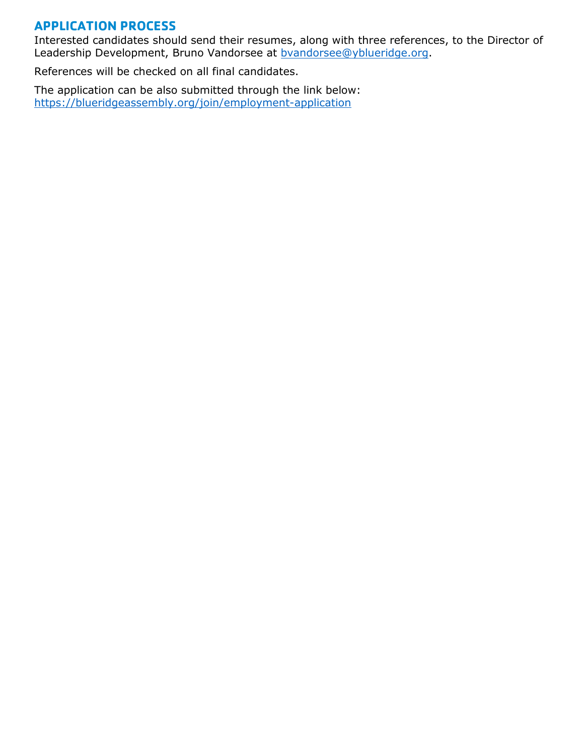## APPLICATION PROCESS

Interested candidates should send their resumes, along with three references, to the Director of Leadership Development, Bruno Vandorsee at bvandorsee@yblueridge.org.

References will be checked on all final candidates.

The application can be also submitted through the link below:
https://blueridgeassembly.org/join/employment-application